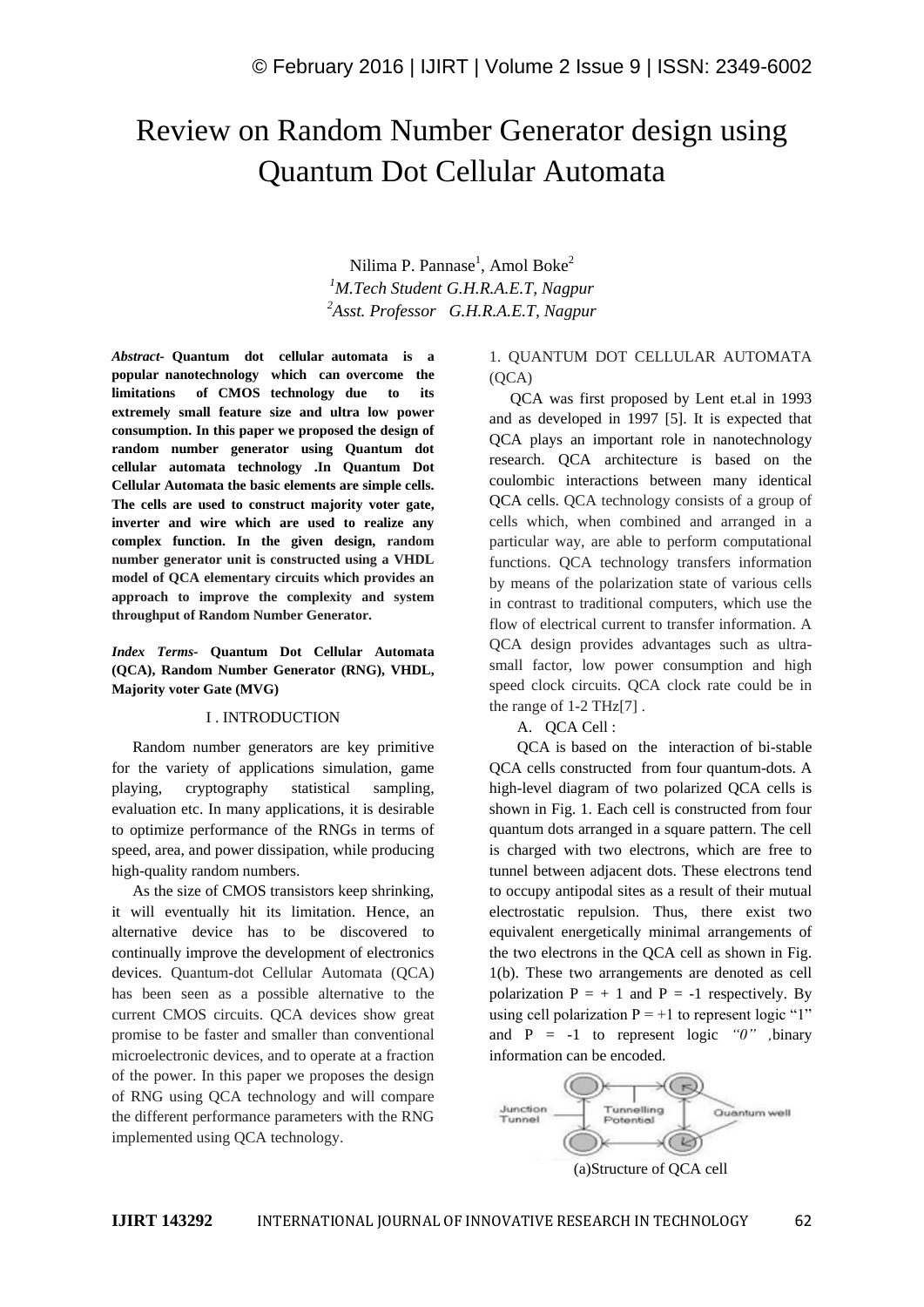# Review on Random Number Generator design using Quantum Dot Cellular Automata

Nilima P. Pannase[1], Amol Boke[2]

[1]*M.Tech Student G.H.R.A.E.T, Nagpur*

[2]*Asst. Professor G.H.R.A.E.T, Nagpur*

***Abstract-*** **Quantum dot cellular automata is a popular nanotechnology which can overcome the limitations of CMOS technology due to its extremely small feature size and ultra low power consumption. In this paper we proposed the design of random number generator using Quantum dot cellular automata technology .In Quantum Dot Cellular Automata the basic elements are simple cells. The cells are used to construct majority voter gate, inverter and wire which are used to realize any complex function. In the given design, random number generator unit is constructed using a VHDL model of QCA elementary circuits which provides an approach to improve the complexity and system throughput of Random Number Generator.**

***Index Terms-*** **Quantum Dot Cellular Automata (QCA), Random Number Generator (RNG), VHDL, Majority voter Gate (MVG)**

## I . INTRODUCTION

Random number generators are key primitive for the variety of applications simulation, game playing, cryptography statistical sampling, evaluation etc. In many applications, it is desirable to optimize performance of the RNGs in terms of speed, area, and power dissipation, while producing high-quality random numbers.

As the size of CMOS transistors keep shrinking, it will eventually hit its limitation. Hence, an alternative device has to be discovered to continually improve the development of electronics devices. Quantum-dot Cellular Automata (QCA) has been seen as a possible alternative to the current CMOS circuits. QCA devices show great promise to be faster and smaller than conventional microelectronic devices, and to operate at a fraction of the power. In this paper we proposes the design of RNG using QCA technology and will compare the different performance parameters with the RNG implemented using QCA technology.

## 1. QUANTUM DOT CELLULAR AUTOMATA (QCA)

QCA was first proposed by Lent et.al in 1993 and as developed in 1997 [5]. It is expected that QCA plays an important role in nanotechnology research. QCA architecture is based on the coulombic interactions between many identical QCA cells. QCA technology consists of a group of cells which, when combined and arranged in a particular way, are able to perform computational functions. QCA technology transfers information by means of the polarization state of various cells in contrast to traditional computers, which use the flow of electrical current to transfer information. A QCA design provides advantages such as ultra-small factor, low power consumption and high speed clock circuits. QCA clock rate could be in the range of 1-2 THz[7] .

### A. QCA Cell :

QCA is based on the interaction of bi-stable QCA cells constructed from four quantum-dots. A high-level diagram of two polarized QCA cells is shown in Fig. 1. Each cell is constructed from four quantum dots arranged in a square pattern. The cell is charged with two electrons, which are free to tunnel between adjacent dots. These electrons tend to occupy antipodal sites as a result of their mutual electrostatic repulsion. Thus, there exist two equivalent energetically minimal arrangements of the two electrons in the QCA cell as shown in Fig. 1(b). These two arrangements are denoted as cell polarization $P = +1$ and $P = -1$ respectively. By using cell polarization $P = +1$ to represent logic "1" and $P = -1$ to represent logic *"0"* ,binary information can be encoded.

Junction Tunnel | Tunnelling Potential | Quantum well

(a)Structure of QCA cell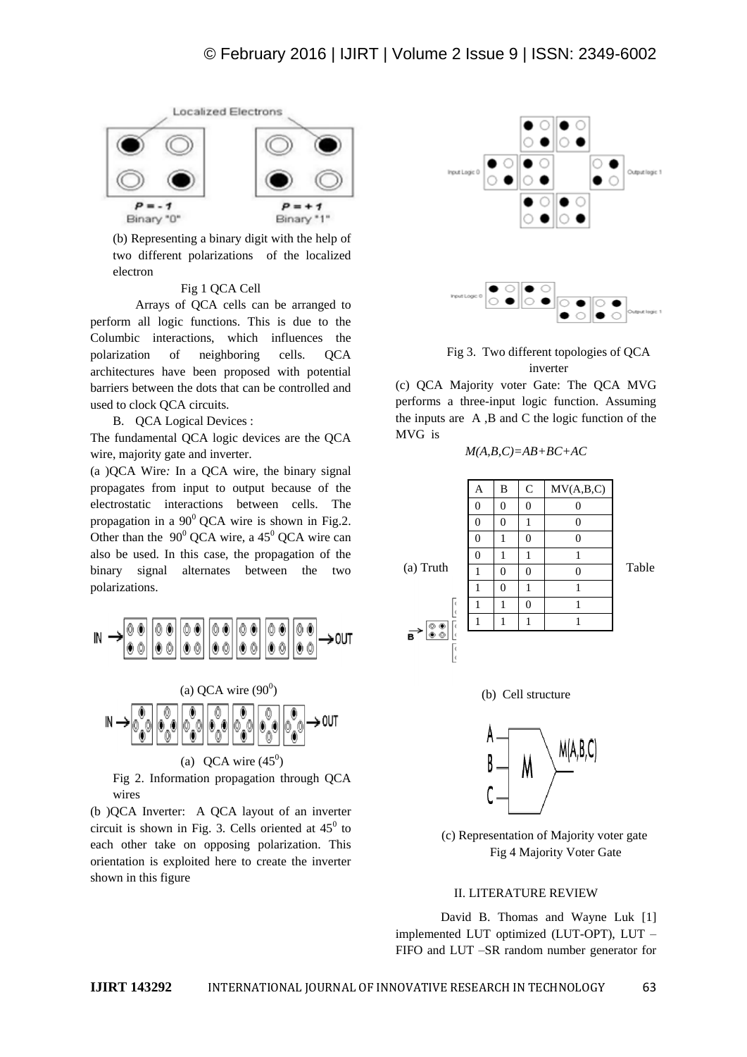(b) Representing a binary digit with the help of two different polarizations of the localized electron

Fig 1 QCA Cell

Arrays of QCA cells can be arranged to perform all logic functions. This is due to the Columbic interactions, which influences the polarization of neighboring cells. QCA architectures have been proposed with potential barriers between the dots that can be controlled and used to clock QCA circuits.

B. QCA Logical Devices :

The fundamental QCA logic devices are the QCA wire, majority gate and inverter.

(a )QCA Wire*:* In a QCA wire, the binary signal propagates from input to output because of the electrostatic interactions between cells. The propagation in a $90^0$ QCA wire is shown in Fig.2. Other than the $90^0$ QCA wire, a $45^0$ QCA wire can also be used. In this case, the propagation of the binary signal alternates between the two polarizations.

(a) QCA wire ($90^0$)

(a) QCA wire ($45^0$)

Fig 2. Information propagation through QCA wires

(b )QCA Inverter: A QCA layout of an inverter circuit is shown in Fig. 3. Cells oriented at $45^0$ to each other take on opposing polarization. This orientation is exploited here to create the inverter shown in this figure

Fig 3. Two different topologies of QCA inverter

(c) QCA Majority voter Gate: The QCA MVG performs a three-input logic function. Assuming the inputs are A ,B and C the logic function of the MVG is

$$M(A,B,C)=AB+BC+AC$$

| A | B | C | MV(A,B,C) |
|---|---|---|---|
| 0 | 0 | 0 | 0 |
| 0 | 0 | 1 | 0 |
| 0 | 1 | 0 | 0 |
| 0 | 1 | 1 | 1 |
| 1 | 0 | 0 | 0 |
| 1 | 0 | 1 | 1 |
| 1 | 1 | 0 | 1 |
| 1 | 1 | 1 | 1 |

(a) Truth Table

(b) Cell structure

(c) Representation of Majority voter gate

Fig 4 Majority Voter Gate

## II. LITERATURE REVIEW

David B. Thomas and Wayne Luk [1] implemented LUT optimized (LUT-OPT), LUT – FIFO and LUT –SR random number generator for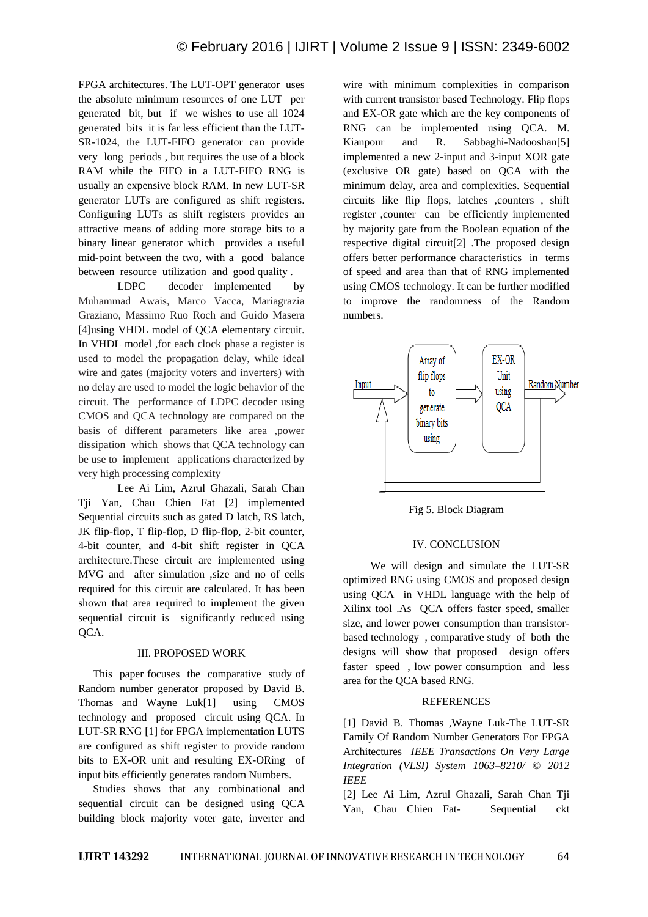FPGA architectures. The LUT-OPT generator uses the absolute minimum resources of one LUT per generated bit, but if we wishes to use all 1024 generated bits it is far less efficient than the LUT-SR-1024, the LUT-FIFO generator can provide very long periods , but requires the use of a block RAM while the FIFO in a LUT-FIFO RNG is usually an expensive block RAM. In new LUT-SR generator LUTs are configured as shift registers. Configuring LUTs as shift registers provides an attractive means of adding more storage bits to a binary linear generator which provides a useful mid-point between the two, with a good balance between resource utilization and good quality .

LDPC decoder implemented by Muhammad Awais, Marco Vacca, Mariagrazia Graziano, Massimo Ruo Roch and Guido Masera [4]using VHDL model of QCA elementary circuit. In VHDL model ,for each clock phase a register is used to model the propagation delay, while ideal wire and gates (majority voters and inverters) with no delay are used to model the logic behavior of the circuit. The performance of LDPC decoder using CMOS and QCA technology are compared on the basis of different parameters like area ,power dissipation which shows that QCA technology can be use to implement applications characterized by very high processing complexity

Lee Ai Lim, Azrul Ghazali, Sarah Chan Tji Yan, Chau Chien Fat [2] implemented Sequential circuits such as gated D latch, RS latch, JK flip-flop, T flip-flop, D flip-flop, 2-bit counter, 4-bit counter, and 4-bit shift register in QCA architecture.These circuit are implemented using MVG and after simulation ,size and no of cells required for this circuit are calculated. It has been shown that area required to implement the given sequential circuit is significantly reduced using QCA.

## III. PROPOSED WORK

This paper focuses the comparative study of Random number generator proposed by David B. Thomas and Wayne Luk[1] using CMOS technology and proposed circuit using QCA. In LUT-SR RNG [1] for FPGA implementation LUTS are configured as shift register to provide random bits to EX-OR unit and resulting EX-ORing of input bits efficiently generates random Numbers.

Studies shows that any combinational and sequential circuit can be designed using QCA building block majority voter gate, inverter and wire with minimum complexities in comparison with current transistor based Technology. Flip flops and EX-OR gate which are the key components of RNG can be implemented using QCA. M. Kianpour and R. Sabbaghi-Nadooshan[5] implemented a new 2-input and 3-input XOR gate (exclusive OR gate) based on QCA with the minimum delay, area and complexities. Sequential circuits like flip flops, latches ,counters , shift register ,counter can be efficiently implemented by majority gate from the Boolean equation of the respective digital circuit[2] .The proposed design offers better performance characteristics in terms of speed and area than that of RNG implemented using CMOS technology. It can be further modified to improve the randomness of the Random numbers.

Input → Array of flip flops to generate binary bits using → EX-OR Unit using QCA → Random Number

Fig 5. Block Diagram

## IV. CONCLUSION

We will design and simulate the LUT-SR optimized RNG using CMOS and proposed design using QCA in VHDL language with the help of Xilinx tool .As QCA offers faster speed, smaller size, and lower power consumption than transistor-based technology , comparative study of both the designs will show that proposed design offers faster speed , low power consumption and less area for the QCA based RNG.

## REFERENCES

[1] David B. Thomas ,Wayne Luk-The LUT-SR Family Of Random Number Generators For FPGA Architectures *IEEE Transactions On Very Large Integration (VLSI) System 1063–8210/ © 2012 IEEE*

[2] Lee Ai Lim, Azrul Ghazali, Sarah Chan Tji Yan, Chau Chien Fat- Sequential ckt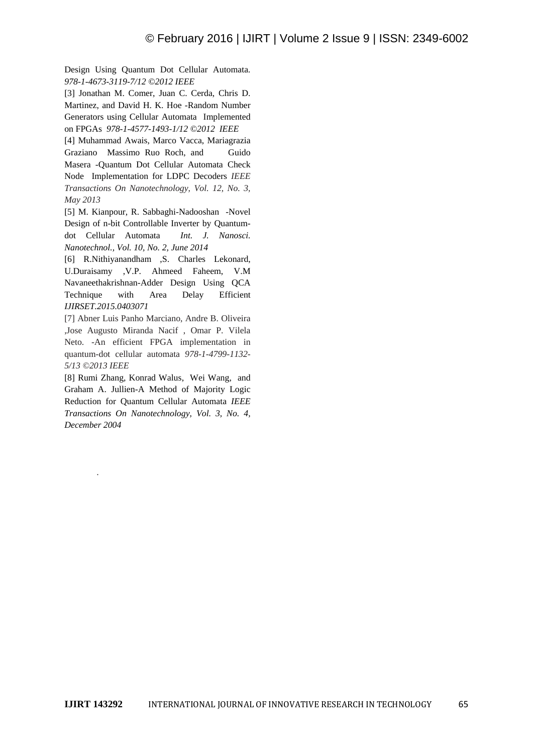Design Using Quantum Dot Cellular Automata. *978-1-4673-3119-7/12 ©2012 IEEE*

[3] Jonathan M. Comer, Juan C. Cerda, Chris D. Martinez, and David H. K. Hoe -Random Number Generators using Cellular Automata Implemented on FPGAs *978-1-4577-1493-1/12 ©2012 IEEE*

[4] Muhammad Awais, Marco Vacca, Mariagrazia Graziano Massimo Ruo Roch, and Guido Masera -Quantum Dot Cellular Automata Check Node Implementation for LDPC Decoders *IEEE Transactions On Nanotechnology, Vol. 12, No. 3, May 2013*

[5] M. Kianpour, R. Sabbaghi-Nadooshan -Novel Design of n-bit Controllable Inverter by Quantum-dot Cellular Automata *Int. J. Nanosci. Nanotechnol., Vol. 10, No. 2, June 2014*

[6] R.Nithiyanandham ,S. Charles Lekonard, U.Duraisamy ,V.P. Ahmeed Faheem, V.M Navaneethakrishnan-Adder Design Using QCA Technique with Area Delay Efficient *IJIRSET.2015.0403071*

[7] Abner Luis Panho Marciano, Andre B. Oliveira ,Jose Augusto Miranda Nacif , Omar P. Vilela Neto. -An efficient FPGA implementation in quantum-dot cellular automata *978-1-4799-1132-5/13 ©2013 IEEE*

[8] Rumi Zhang, Konrad Walus, Wei Wang, and Graham A. Jullien-A Method of Majority Logic Reduction for Quantum Cellular Automata *IEEE Transactions On Nanotechnology, Vol. 3, No. 4, December 2004*